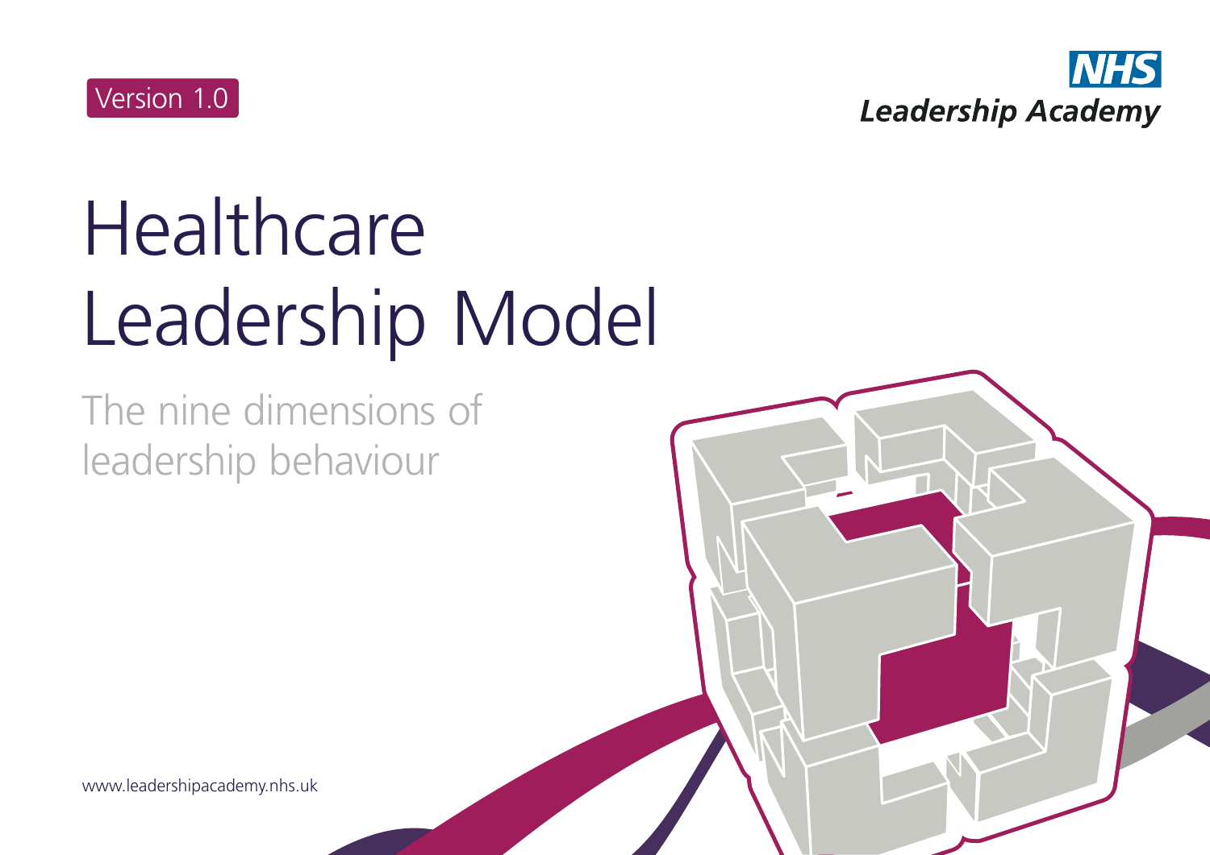Version 1.0

NHS
Leadership Academy

# Healthcare Leadership Model

## The nine dimensions of leadership behaviour

www.leadershipacademy.nhs.uk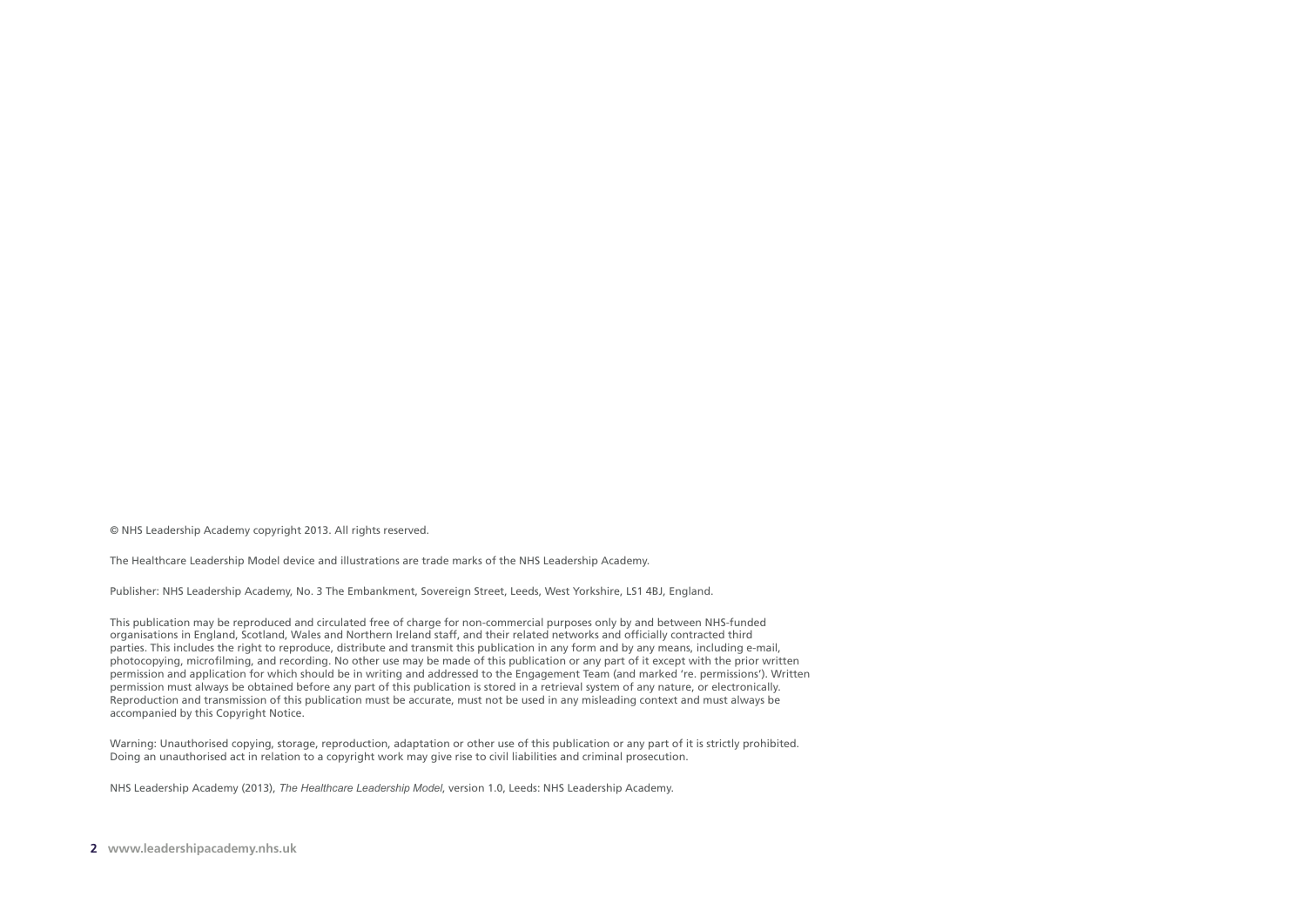© NHS Leadership Academy copyright 2013. All rights reserved.

The Healthcare Leadership Model device and illustrations are trade marks of the NHS Leadership Academy.

Publisher: NHS Leadership Academy, No. 3 The Embankment, Sovereign Street, Leeds, West Yorkshire, LS1 4BJ, England.

This publication may be reproduced and circulated free of charge for non-commercial purposes only by and between NHS-funded organisations in England, Scotland, Wales and Northern Ireland staff, and their related networks and officially contracted third parties. This includes the right to reproduce, distribute and transmit this publication in any form and by any means, including e-mail, photocopying, microfilming, and recording. No other use may be made of this publication or any part of it except with the prior written permission and application for which should be in writing and addressed to the Engagement Team (and marked 're. permissions'). Written permission must always be obtained before any part of this publication is stored in a retrieval system of any nature, or electronically. Reproduction and transmission of this publication must be accurate, must not be used in any misleading context and must always be accompanied by this Copyright Notice.

Warning: Unauthorised copying, storage, reproduction, adaptation or other use of this publication or any part of it is strictly prohibited. Doing an unauthorised act in relation to a copyright work may give rise to civil liabilities and criminal prosecution.

NHS Leadership Academy (2013), *The Healthcare Leadership Model*, version 1.0, Leeds: NHS Leadership Academy.

**www.leadershipacademy.nhs.uk**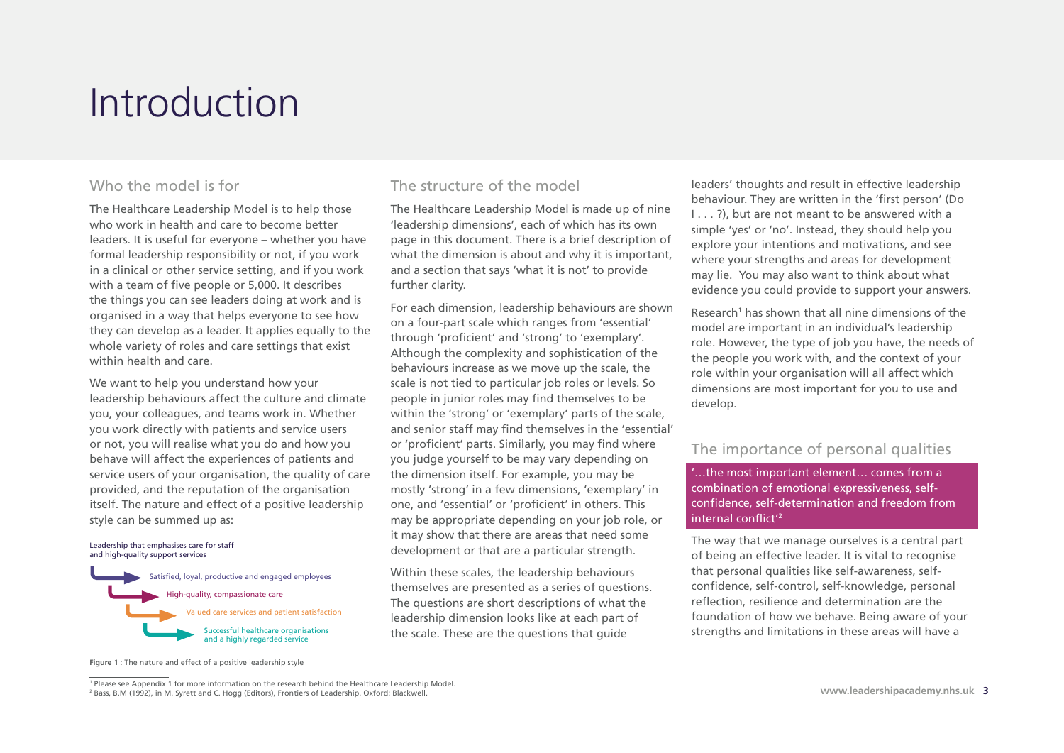# Introduction

## Who the model is for

The Healthcare Leadership Model is to help those who work in health and care to become better leaders. It is useful for everyone – whether you have formal leadership responsibility or not, if you work in a clinical or other service setting, and if you work with a team of five people or 5,000. It describes the things you can see leaders doing at work and is organised in a way that helps everyone to see how they can develop as a leader. It applies equally to the whole variety of roles and care settings that exist within health and care.

We want to help you understand how your leadership behaviours affect the culture and climate you, your colleagues, and teams work in. Whether you work directly with patients and service users or not, you will realise what you do and how you behave will affect the experiences of patients and service users of your organisation, the quality of care provided, and the reputation of the organisation itself. The nature and effect of a positive leadership style can be summed up as:

Leadership that emphasises care for staff and high-quality support services

- Satisfied, loyal, productive and engaged employees
- High-quality, compassionate care
- Valued care services and patient satisfaction
- Successful healthcare organisations and a highly regarded service

**Figure 1 :** The nature and effect of a positive leadership style

## The structure of the model

The Healthcare Leadership Model is made up of nine 'leadership dimensions', each of which has its own page in this document. There is a brief description of what the dimension is about and why it is important, and a section that says 'what it is not' to provide further clarity.

For each dimension, leadership behaviours are shown on a four-part scale which ranges from 'essential' through 'proficient' and 'strong' to 'exemplary'. Although the complexity and sophistication of the behaviours increase as we move up the scale, the scale is not tied to particular job roles or levels. So people in junior roles may find themselves to be within the 'strong' or 'exemplary' parts of the scale, and senior staff may find themselves in the 'essential' or 'proficient' parts. Similarly, you may find where you judge yourself to be may vary depending on the dimension itself. For example, you may be mostly 'strong' in a few dimensions, 'exemplary' in one, and 'essential' or 'proficient' in others. This may be appropriate depending on your job role, or it may show that there are areas that need some development or that are a particular strength.

Within these scales, the leadership behaviours themselves are presented as a series of questions. The questions are short descriptions of what the leadership dimension looks like at each part of the scale. These are the questions that guide leaders' thoughts and result in effective leadership behaviour. They are written in the 'first person' (Do I . . . ?), but are not meant to be answered with a simple 'yes' or 'no'. Instead, they should help you explore your intentions and motivations, and see where your strengths and areas for development may lie. You may also want to think about what evidence you could provide to support your answers.

Research[1] has shown that all nine dimensions of the model are important in an individual's leadership role. However, the type of job you have, the needs of the people you work with, and the context of your role within your organisation will all affect which dimensions are most important for you to use and develop.

## The importance of personal qualities

'…the most important element… comes from a combination of emotional expressiveness, self-confidence, self-determination and freedom from internal conflict'[2]

The way that we manage ourselves is a central part of being an effective leader. It is vital to recognise that personal qualities like self-awareness, self-confidence, self-control, self-knowledge, personal reflection, resilience and determination are the foundation of how we behave. Being aware of your strengths and limitations in these areas will have a

[1] Please see Appendix 1 for more information on the research behind the Healthcare Leadership Model.
[2] Bass, B.M (1992), in M. Syrett and C. Hogg (Editors), Frontiers of Leadership. Oxford: Blackwell.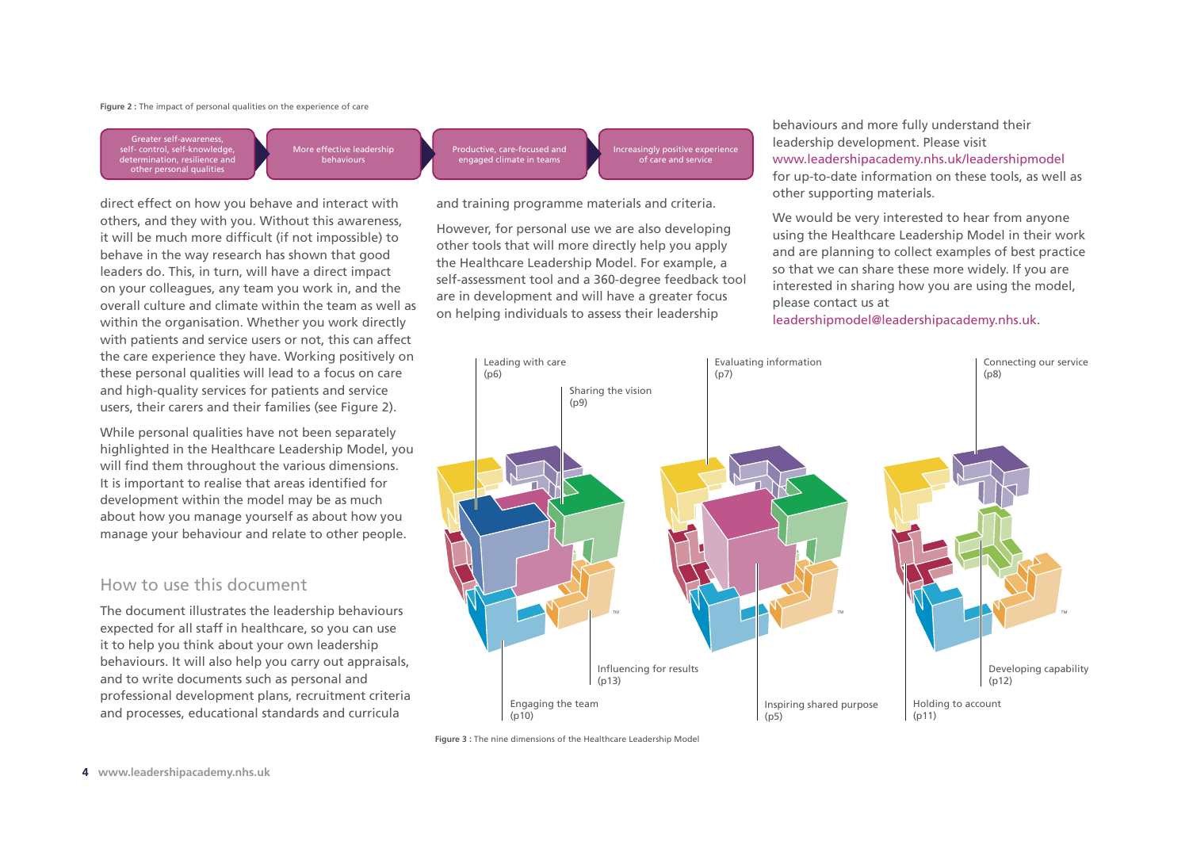**Figure 2 :** The impact of personal qualities on the experience of care

Greater self-awareness, self- control, self-knowledge, determination, resilience and other personal qualities → More effective leadership behaviours → Productive, care-focused and engaged climate in teams → Increasingly positive experience of care and service

direct effect on how you behave and interact with others, and they with you. Without this awareness, it will be much more difficult (if not impossible) to behave in the way research has shown that good leaders do. This, in turn, will have a direct impact on your colleagues, any team you work in, and the overall culture and climate within the team as well as within the organisation. Whether you work directly with patients and service users or not, this can affect the care experience they have. Working positively on these personal qualities will lead to a focus on care and high-quality services for patients and service users, their carers and their families (see Figure 2).

While personal qualities have not been separately highlighted in the Healthcare Leadership Model, you will find them throughout the various dimensions. It is important to realise that areas identified for development within the model may be as much about how you manage yourself as about how you manage your behaviour and relate to other people.

## How to use this document

The document illustrates the leadership behaviours expected for all staff in healthcare, so you can use it to help you think about your own leadership behaviours. It will also help you carry out appraisals, and to write documents such as personal and professional development plans, recruitment criteria and processes, educational standards and curricula and training programme materials and criteria.

However, for personal use we are also developing other tools that will more directly help you apply the Healthcare Leadership Model. For example, a self-assessment tool and a 360-degree feedback tool are in development and will have a greater focus on helping individuals to assess their leadership behaviours and more fully understand their leadership development. Please visit www.leadershipacademy.nhs.uk/leadershipmodel for up-to-date information on these tools, as well as other supporting materials.

We would be very interested to hear from anyone using the Healthcare Leadership Model in their work and are planning to collect examples of best practice so that we can share these more widely. If you are interested in sharing how you are using the model, please contact us at leadershipmodel@leadershipacademy.nhs.uk.

Leading with care (p6)
Sharing the vision (p9)
Evaluating information (p7)
Connecting our service (p8)
Influencing for results (p13)
Engaging the team (p10)
Inspiring shared purpose (p5)
Holding to account (p11)
Developing capability (p12)

**Figure 3 :** The nine dimensions of the Healthcare Leadership Model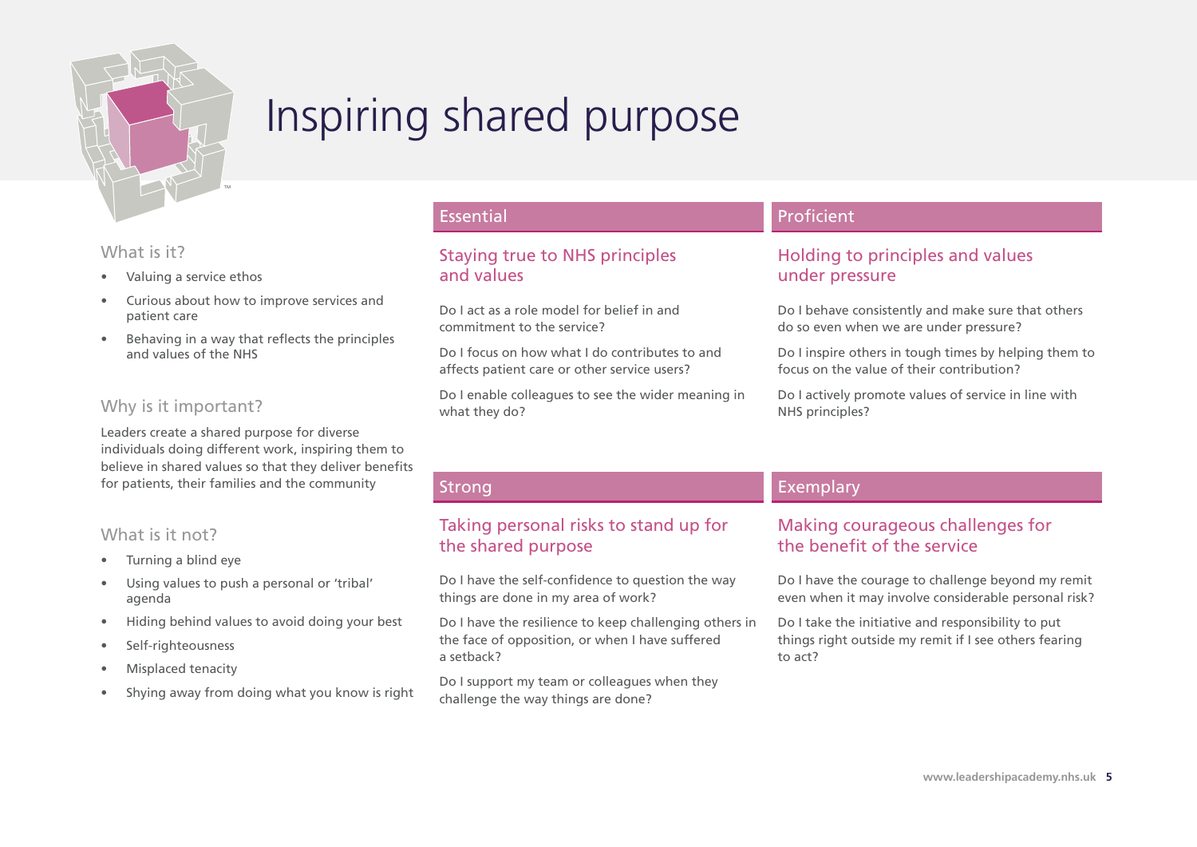# Inspiring shared purpose

### What is it?

- Valuing a service ethos
- Curious about how to improve services and patient care
- Behaving in a way that reflects the principles and values of the NHS

### Why is it important?

Leaders create a shared purpose for diverse individuals doing different work, inspiring them to believe in shared values so that they deliver benefits for patients, their families and the community

### What is it not?

- Turning a blind eye
- Using values to push a personal or 'tribal' agenda
- Hiding behind values to avoid doing your best
- Self-righteousness
- Misplaced tenacity
- Shying away from doing what you know is right

## Essential

### Staying true to NHS principles and values

Do I act as a role model for belief in and commitment to the service?

Do I focus on how what I do contributes to and affects patient care or other service users?

Do I enable colleagues to see the wider meaning in what they do?

## Proficient

### Holding to principles and values under pressure

Do I behave consistently and make sure that others do so even when we are under pressure?

Do I inspire others in tough times by helping them to focus on the value of their contribution?

Do I actively promote values of service in line with NHS principles?

## Strong

### Taking personal risks to stand up for the shared purpose

Do I have the self-confidence to question the way things are done in my area of work?

Do I have the resilience to keep challenging others in the face of opposition, or when I have suffered a setback?

Do I support my team or colleagues when they challenge the way things are done?

## Exemplary

### Making courageous challenges for the benefit of the service

Do I have the courage to challenge beyond my remit even when it may involve considerable personal risk?

Do I take the initiative and responsibility to put things right outside my remit if I see others fearing to act?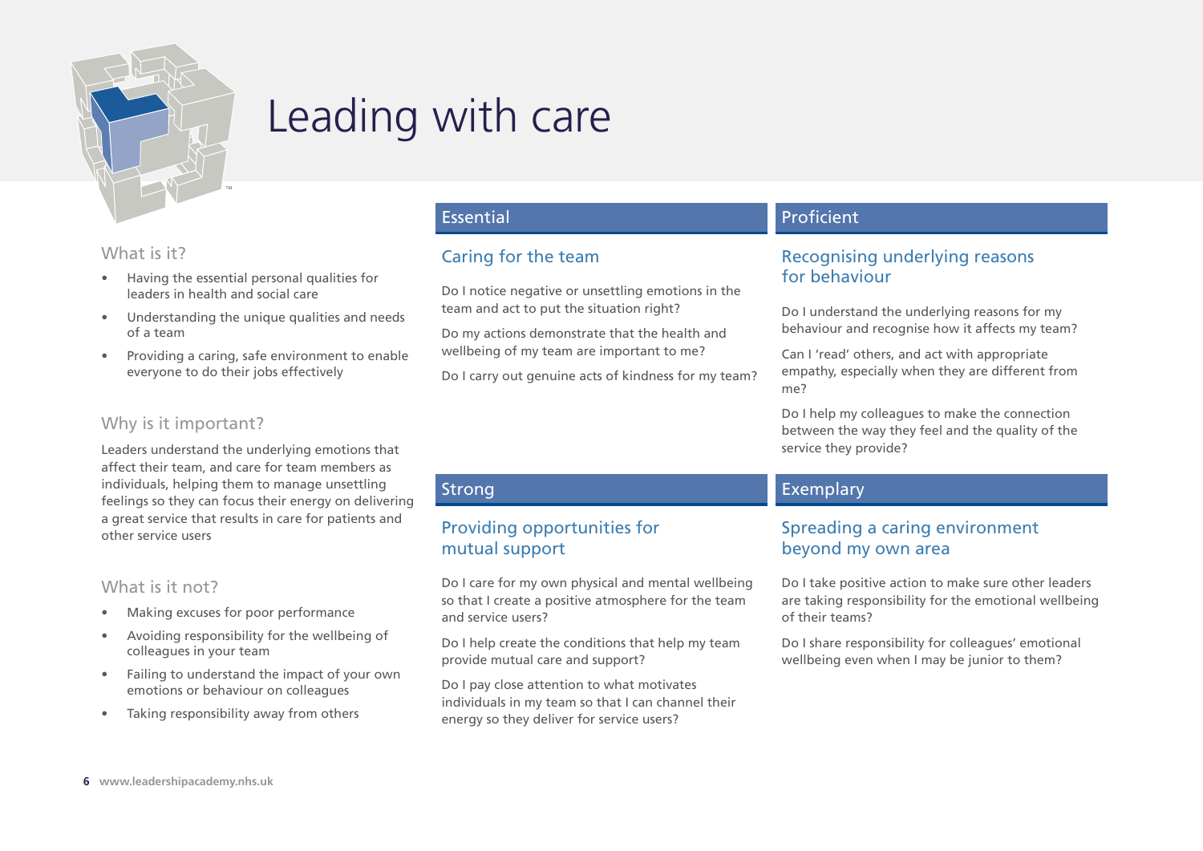# Leading with care

## What is it?

- Having the essential personal qualities for leaders in health and social care
- Understanding the unique qualities and needs of a team
- Providing a caring, safe environment to enable everyone to do their jobs effectively

## Why is it important?

Leaders understand the underlying emotions that affect their team, and care for team members as individuals, helping them to manage unsettling feelings so they can focus their energy on delivering a great service that results in care for patients and other service users

## What is it not?

- Making excuses for poor performance
- Avoiding responsibility for the wellbeing of colleagues in your team
- Failing to understand the impact of your own emotions or behaviour on colleagues
- Taking responsibility away from others

## Essential

### Caring for the team

Do I notice negative or unsettling emotions in the team and act to put the situation right?

Do my actions demonstrate that the health and wellbeing of my team are important to me?

Do I carry out genuine acts of kindness for my team?

## Proficient

### Recognising underlying reasons for behaviour

Do I understand the underlying reasons for my behaviour and recognise how it affects my team?

Can I 'read' others, and act with appropriate empathy, especially when they are different from me?

Do I help my colleagues to make the connection between the way they feel and the quality of the service they provide?

## Strong

### Providing opportunities for mutual support

Do I care for my own physical and mental wellbeing so that I create a positive atmosphere for the team and service users?

Do I help create the conditions that help my team provide mutual care and support?

Do I pay close attention to what motivates individuals in my team so that I can channel their energy so they deliver for service users?

## Exemplary

### Spreading a caring environment beyond my own area

Do I take positive action to make sure other leaders are taking responsibility for the emotional wellbeing of their teams?

Do I share responsibility for colleagues' emotional wellbeing even when I may be junior to them?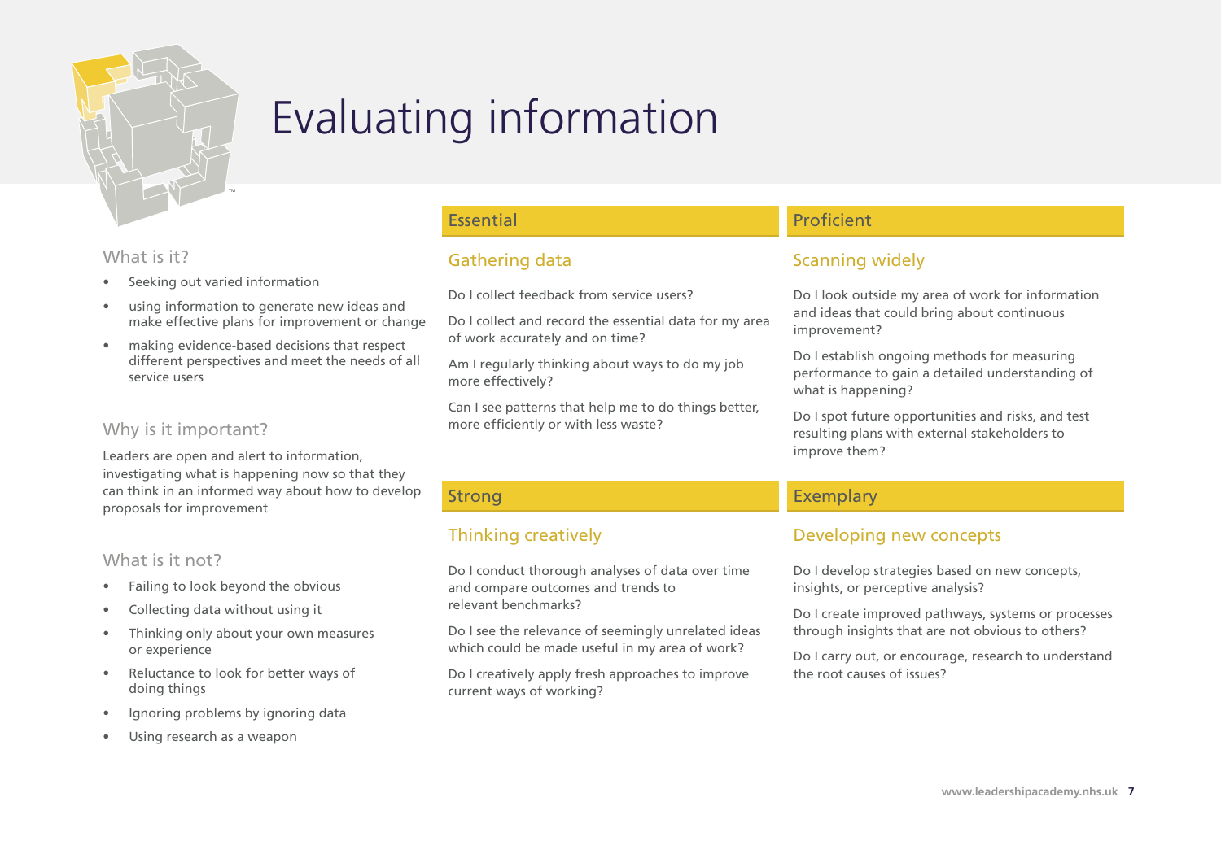# Evaluating information

## What is it?

- Seeking out varied information
- using information to generate new ideas and make effective plans for improvement or change
- making evidence-based decisions that respect different perspectives and meet the needs of all service users

## Why is it important?

Leaders are open and alert to information, investigating what is happening now so that they can think in an informed way about how to develop proposals for improvement

## What is it not?

- Failing to look beyond the obvious
- Collecting data without using it
- Thinking only about your own measures or experience
- Reluctance to look for better ways of doing things
- Ignoring problems by ignoring data
- Using research as a weapon

## Essential

### Gathering data

Do I collect feedback from service users?

Do I collect and record the essential data for my area of work accurately and on time?

Am I regularly thinking about ways to do my job more effectively?

Can I see patterns that help me to do things better, more efficiently or with less waste?

## Proficient

### Scanning widely

Do I look outside my area of work for information and ideas that could bring about continuous improvement?

Do I establish ongoing methods for measuring performance to gain a detailed understanding of what is happening?

Do I spot future opportunities and risks, and test resulting plans with external stakeholders to improve them?

## Strong

### Thinking creatively

Do I conduct thorough analyses of data over time and compare outcomes and trends to relevant benchmarks?

Do I see the relevance of seemingly unrelated ideas which could be made useful in my area of work?

Do I creatively apply fresh approaches to improve current ways of working?

## Exemplary

### Developing new concepts

Do I develop strategies based on new concepts, insights, or perceptive analysis?

Do I create improved pathways, systems or processes through insights that are not obvious to others?

Do I carry out, or encourage, research to understand the root causes of issues?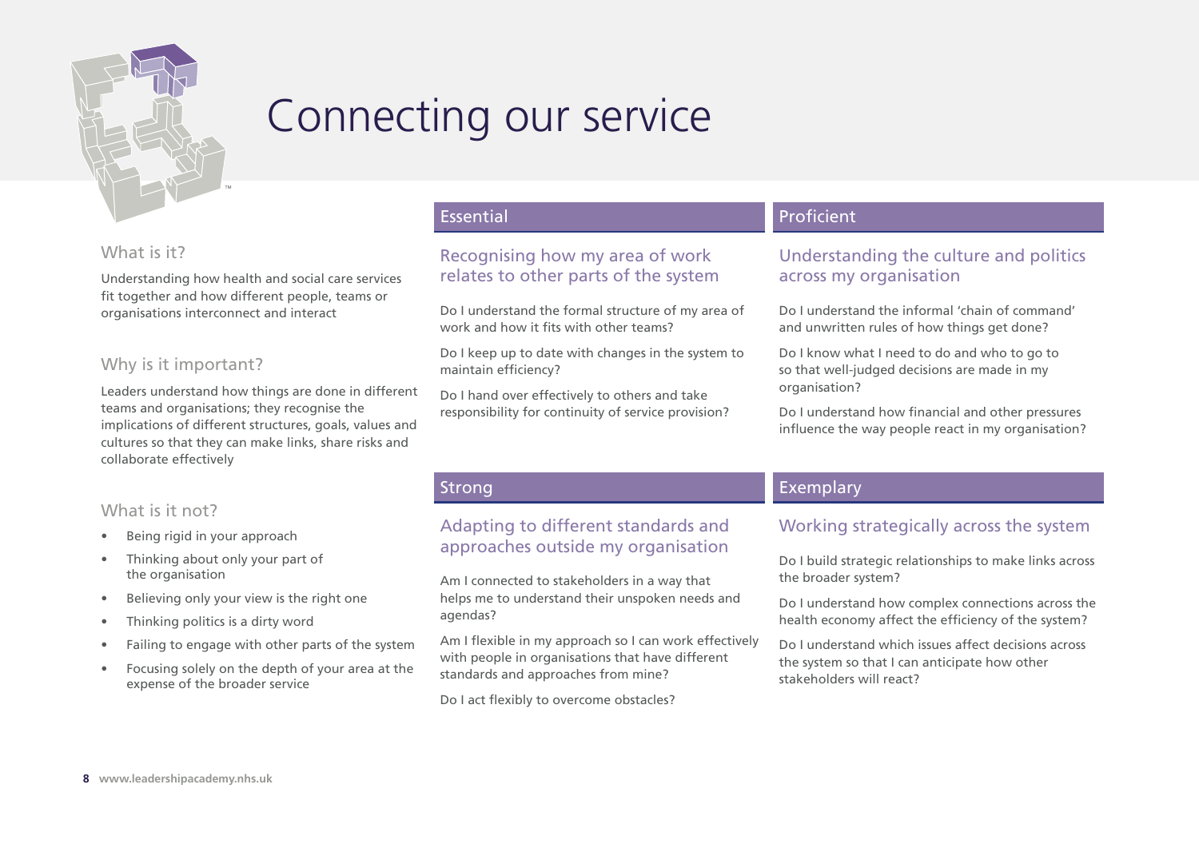# Connecting our service

## What is it?

Understanding how health and social care services fit together and how different people, teams or organisations interconnect and interact

## Why is it important?

Leaders understand how things are done in different teams and organisations; they recognise the implications of different structures, goals, values and cultures so that they can make links, share risks and collaborate effectively

## What is it not?

- Being rigid in your approach
- Thinking about only your part of the organisation
- Believing only your view is the right one
- Thinking politics is a dirty word
- Failing to engage with other parts of the system
- Focusing solely on the depth of your area at the expense of the broader service

## Essential

### Recognising how my area of work relates to other parts of the system

Do I understand the formal structure of my area of work and how it fits with other teams?

Do I keep up to date with changes in the system to maintain efficiency?

Do I hand over effectively to others and take responsibility for continuity of service provision?

## Proficient

### Understanding the culture and politics across my organisation

Do I understand the informal 'chain of command' and unwritten rules of how things get done?

Do I know what I need to do and who to go to so that well-judged decisions are made in my organisation?

Do I understand how financial and other pressures influence the way people react in my organisation?

## Strong

### Adapting to different standards and approaches outside my organisation

Am I connected to stakeholders in a way that helps me to understand their unspoken needs and agendas?

Am I flexible in my approach so I can work effectively with people in organisations that have different standards and approaches from mine?

Do I act flexibly to overcome obstacles?

## Exemplary

### Working strategically across the system

Do I build strategic relationships to make links across the broader system?

Do I understand how complex connections across the health economy affect the efficiency of the system?

Do I understand which issues affect decisions across the system so that I can anticipate how other stakeholders will react?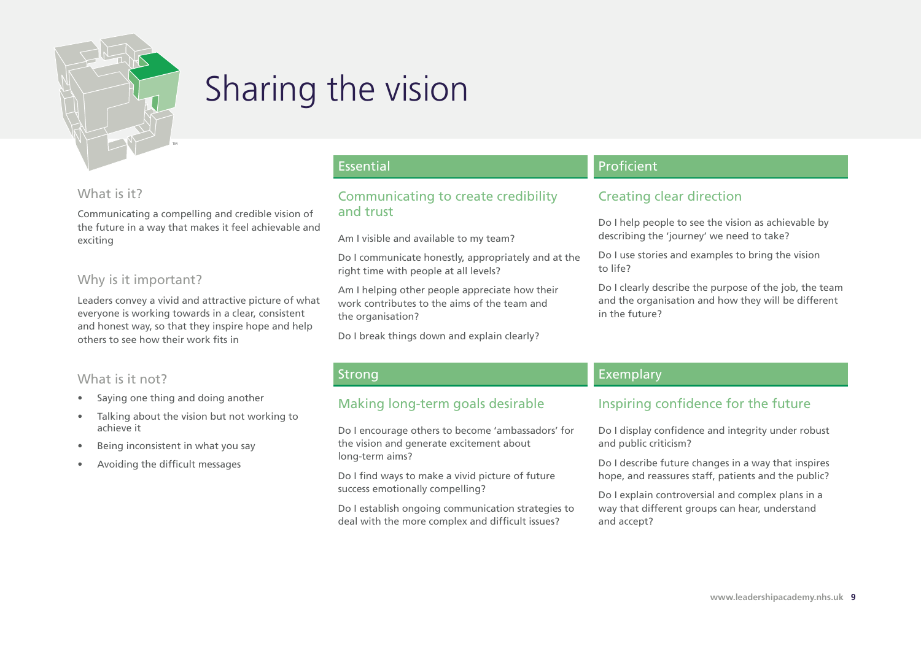# Sharing the vision

## What is it?

Communicating a compelling and credible vision of the future in a way that makes it feel achievable and exciting

## Why is it important?

Leaders convey a vivid and attractive picture of what everyone is working towards in a clear, consistent and honest way, so that they inspire hope and help others to see how their work fits in

## What is it not?

- Saying one thing and doing another
- Talking about the vision but not working to achieve it
- Being inconsistent in what you say
- Avoiding the difficult messages

## Essential

### Communicating to create credibility and trust

Am I visible and available to my team?

Do I communicate honestly, appropriately and at the right time with people at all levels?

Am I helping other people appreciate how their work contributes to the aims of the team and the organisation?

Do I break things down and explain clearly?

## Proficient

### Creating clear direction

Do I help people to see the vision as achievable by describing the 'journey' we need to take?

Do I use stories and examples to bring the vision to life?

Do I clearly describe the purpose of the job, the team and the organisation and how they will be different in the future?

## Strong

### Making long-term goals desirable

Do I encourage others to become 'ambassadors' for the vision and generate excitement about long-term aims?

Do I find ways to make a vivid picture of future success emotionally compelling?

Do I establish ongoing communication strategies to deal with the more complex and difficult issues?

## Exemplary

### Inspiring confidence for the future

Do I display confidence and integrity under robust and public criticism?

Do I describe future changes in a way that inspires hope, and reassures staff, patients and the public?

Do I explain controversial and complex plans in a way that different groups can hear, understand and accept?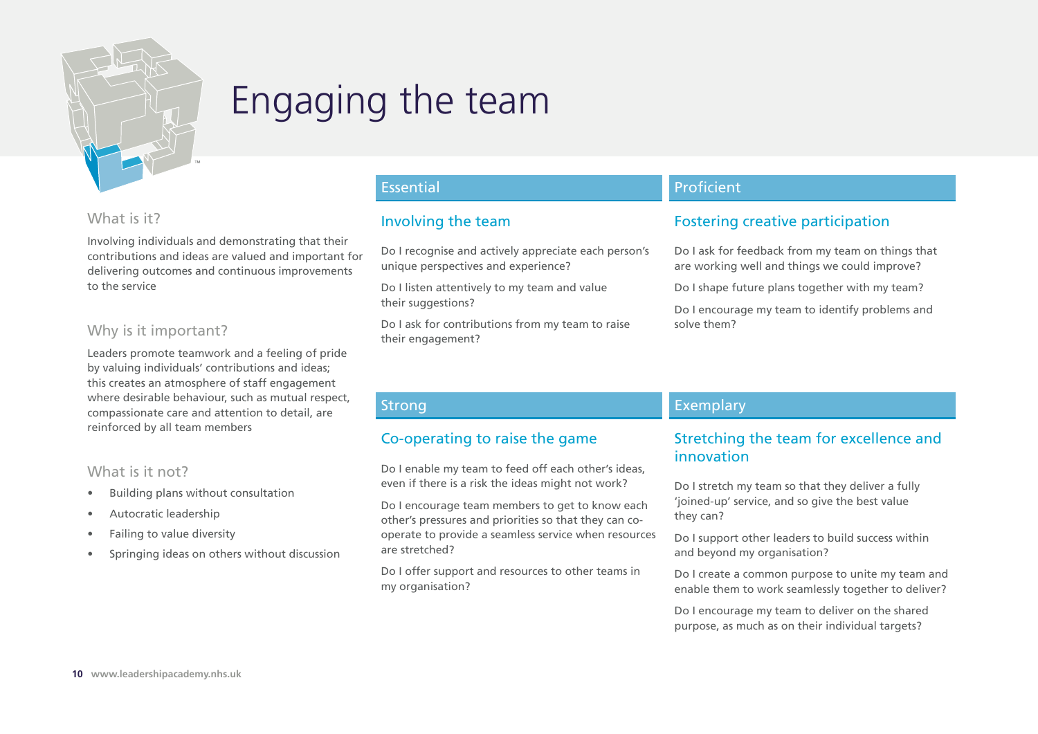# Engaging the team

## What is it?

Involving individuals and demonstrating that their contributions and ideas are valued and important for delivering outcomes and continuous improvements to the service

## Why is it important?

Leaders promote teamwork and a feeling of pride by valuing individuals' contributions and ideas; this creates an atmosphere of staff engagement where desirable behaviour, such as mutual respect, compassionate care and attention to detail, are reinforced by all team members

## What is it not?

- Building plans without consultation
- Autocratic leadership
- Failing to value diversity
- Springing ideas on others without discussion

## Essential

### Involving the team

Do I recognise and actively appreciate each person's unique perspectives and experience?

Do I listen attentively to my team and value their suggestions?

Do I ask for contributions from my team to raise their engagement?

## Proficient

### Fostering creative participation

Do I ask for feedback from my team on things that are working well and things we could improve?

Do I shape future plans together with my team?

Do I encourage my team to identify problems and solve them?

## Strong

### Co-operating to raise the game

Do I enable my team to feed off each other's ideas, even if there is a risk the ideas might not work?

Do I encourage team members to get to know each other's pressures and priorities so that they can co-operate to provide a seamless service when resources are stretched?

Do I offer support and resources to other teams in my organisation?

## Exemplary

### Stretching the team for excellence and innovation

Do I stretch my team so that they deliver a fully 'joined-up' service, and so give the best value they can?

Do I support other leaders to build success within and beyond my organisation?

Do I create a common purpose to unite my team and enable them to work seamlessly together to deliver?

Do I encourage my team to deliver on the shared purpose, as much as on their individual targets?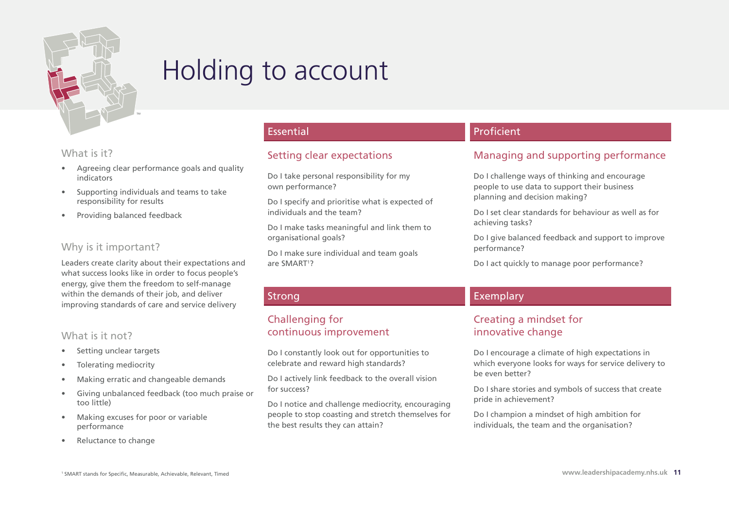# Holding to account

## What is it?

- Agreeing clear performance goals and quality indicators
- Supporting individuals and teams to take responsibility for results
- Providing balanced feedback

## Why is it important?

Leaders create clarity about their expectations and what success looks like in order to focus people's energy, give them the freedom to self-manage within the demands of their job, and deliver improving standards of care and service delivery

## What is it not?

- Setting unclear targets
- Tolerating mediocrity
- Making erratic and changeable demands
- Giving unbalanced feedback (too much praise or too little)
- Making excuses for poor or variable performance
- Reluctance to change

## Essential

### Setting clear expectations

Do I take personal responsibility for my own performance?

Do I specify and prioritise what is expected of individuals and the team?

Do I make tasks meaningful and link them to organisational goals?

Do I make sure individual and team goals are SMART[1]?

## Proficient

### Managing and supporting performance

Do I challenge ways of thinking and encourage people to use data to support their business planning and decision making?

Do I set clear standards for behaviour as well as for achieving tasks?

Do I give balanced feedback and support to improve performance?

Do I act quickly to manage poor performance?

## Strong

### Challenging for continuous improvement

Do I constantly look out for opportunities to celebrate and reward high standards?

Do I actively link feedback to the overall vision for success?

Do I notice and challenge mediocrity, encouraging people to stop coasting and stretch themselves for the best results they can attain?

## Exemplary

### Creating a mindset for innovative change

Do I encourage a climate of high expectations in which everyone looks for ways for service delivery to be even better?

Do I share stories and symbols of success that create pride in achievement?

Do I champion a mindset of high ambition for individuals, the team and the organisation?

[1] SMART stands for Specific, Measurable, Achievable, Relevant, Timed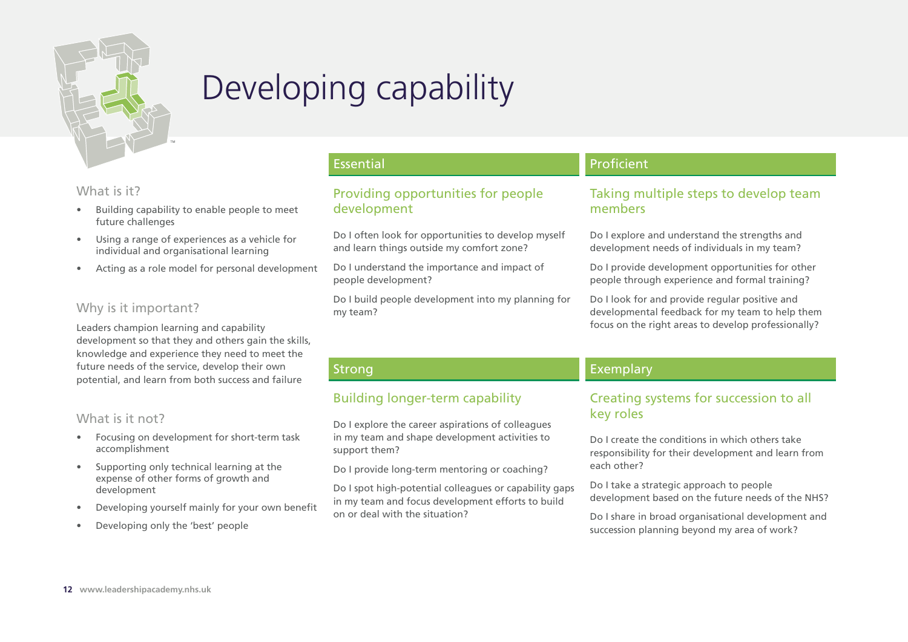# Developing capability

## What is it?

- Building capability to enable people to meet future challenges
- Using a range of experiences as a vehicle for individual and organisational learning
- Acting as a role model for personal development

## Why is it important?

Leaders champion learning and capability development so that they and others gain the skills, knowledge and experience they need to meet the future needs of the service, develop their own potential, and learn from both success and failure

## What is it not?

- Focusing on development for short-term task accomplishment
- Supporting only technical learning at the expense of other forms of growth and development
- Developing yourself mainly for your own benefit
- Developing only the 'best' people

## Essential

### Providing opportunities for people development

Do I often look for opportunities to develop myself and learn things outside my comfort zone?

Do I understand the importance and impact of people development?

Do I build people development into my planning for my team?

## Proficient

### Taking multiple steps to develop team members

Do I explore and understand the strengths and development needs of individuals in my team?

Do I provide development opportunities for other people through experience and formal training?

Do I look for and provide regular positive and developmental feedback for my team to help them focus on the right areas to develop professionally?

## Strong

### Building longer-term capability

Do I explore the career aspirations of colleagues in my team and shape development activities to support them?

Do I provide long-term mentoring or coaching?

Do I spot high-potential colleagues or capability gaps in my team and focus development efforts to build on or deal with the situation?

## Exemplary

### Creating systems for succession to all key roles

Do I create the conditions in which others take responsibility for their development and learn from each other?

Do I take a strategic approach to people development based on the future needs of the NHS?

Do I share in broad organisational development and succession planning beyond my area of work?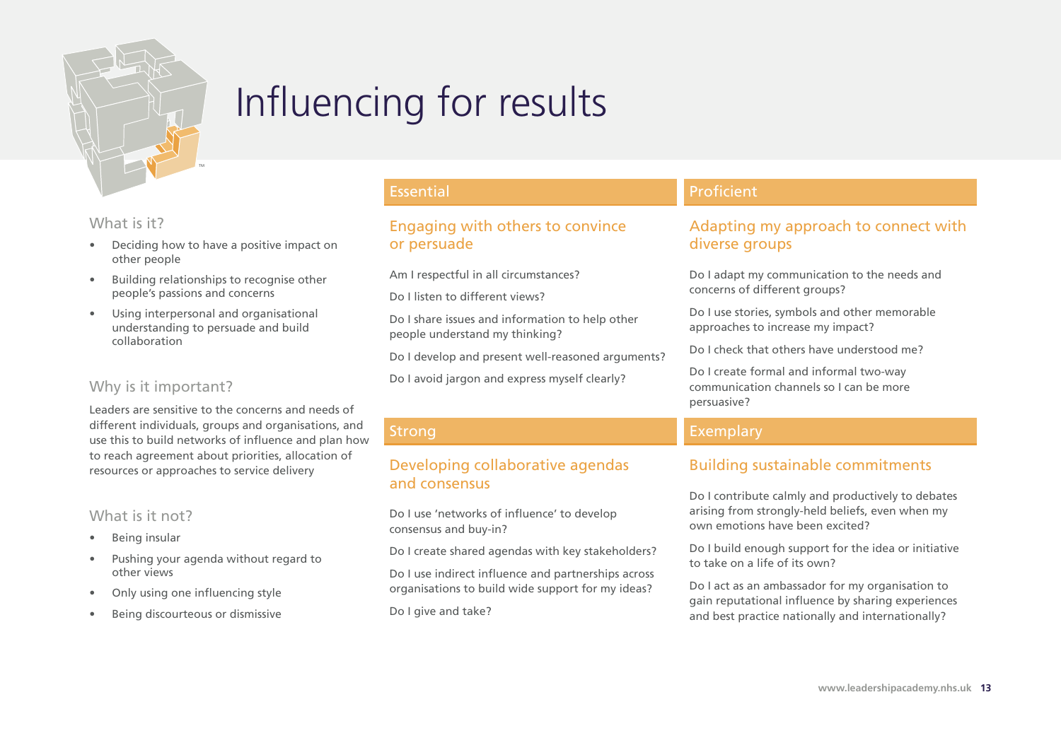# Influencing for results

## What is it?

- Deciding how to have a positive impact on other people
- Building relationships to recognise other people's passions and concerns
- Using interpersonal and organisational understanding to persuade and build collaboration

## Why is it important?

Leaders are sensitive to the concerns and needs of different individuals, groups and organisations, and use this to build networks of influence and plan how to reach agreement about priorities, allocation of resources or approaches to service delivery

## What is it not?

- Being insular
- Pushing your agenda without regard to other views
- Only using one influencing style
- Being discourteous or dismissive

## Essential

### Engaging with others to convince or persuade

Am I respectful in all circumstances?

Do I listen to different views?

Do I share issues and information to help other people understand my thinking?

Do I develop and present well-reasoned arguments?

Do I avoid jargon and express myself clearly?

## Proficient

### Adapting my approach to connect with diverse groups

Do I adapt my communication to the needs and concerns of different groups?

Do I use stories, symbols and other memorable approaches to increase my impact?

Do I check that others have understood me?

Do I create formal and informal two-way communication channels so I can be more persuasive?

## Strong

### Developing collaborative agendas and consensus

Do I use 'networks of influence' to develop consensus and buy-in?

Do I create shared agendas with key stakeholders?

Do I use indirect influence and partnerships across organisations to build wide support for my ideas?

Do I give and take?

## Exemplary

### Building sustainable commitments

Do I contribute calmly and productively to debates arising from strongly-held beliefs, even when my own emotions have been excited?

Do I build enough support for the idea or initiative to take on a life of its own?

Do I act as an ambassador for my organisation to gain reputational influence by sharing experiences and best practice nationally and internationally?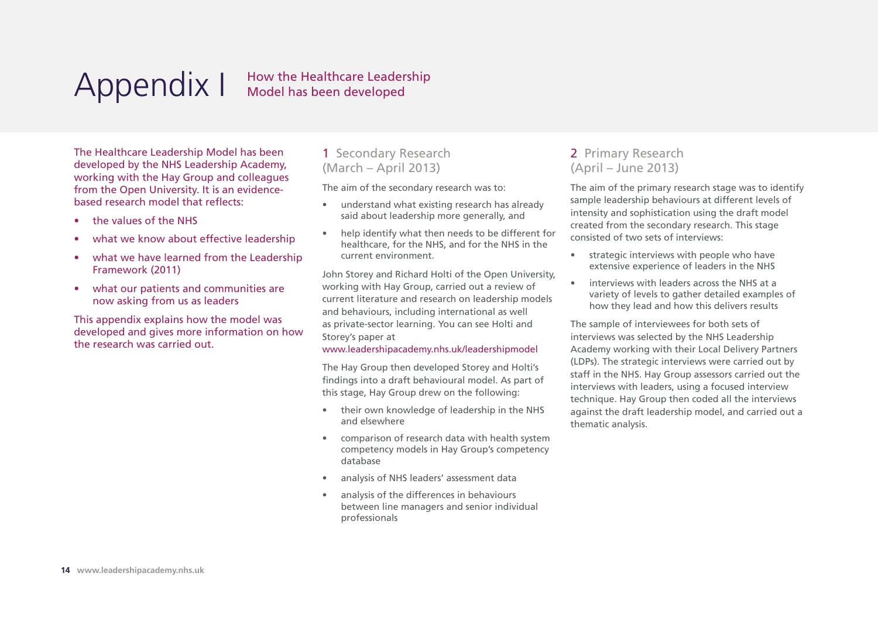# Appendix I How the Healthcare Leadership Model has been developed

The Healthcare Leadership Model has been developed by the NHS Leadership Academy, working with the Hay Group and colleagues from the Open University. It is an evidence-based research model that reflects:

- the values of the NHS
- what we know about effective leadership
- what we have learned from the Leadership Framework (2011)
- what our patients and communities are now asking from us as leaders

This appendix explains how the model was developed and gives more information on how the research was carried out.

## 1 Secondary Research (March – April 2013)

The aim of the secondary research was to:

- understand what existing research has already said about leadership more generally, and
- help identify what then needs to be different for healthcare, for the NHS, and for the NHS in the current environment.

John Storey and Richard Holti of the Open University, working with Hay Group, carried out a review of current literature and research on leadership models and behaviours, including international as well as private-sector learning. You can see Holti and Storey's paper at www.leadershipacademy.nhs.uk/leadershipmodel

The Hay Group then developed Storey and Holti's findings into a draft behavioural model. As part of this stage, Hay Group drew on the following:

- their own knowledge of leadership in the NHS and elsewhere
- comparison of research data with health system competency models in Hay Group's competency database
- analysis of NHS leaders' assessment data
- analysis of the differences in behaviours between line managers and senior individual professionals

## 2 Primary Research (April – June 2013)

The aim of the primary research stage was to identify sample leadership behaviours at different levels of intensity and sophistication using the draft model created from the secondary research. This stage consisted of two sets of interviews:

- strategic interviews with people who have extensive experience of leaders in the NHS
- interviews with leaders across the NHS at a variety of levels to gather detailed examples of how they lead and how this delivers results

The sample of interviewees for both sets of interviews was selected by the NHS Leadership Academy working with their Local Delivery Partners (LDPs). The strategic interviews were carried out by staff in the NHS. Hay Group assessors carried out the interviews with leaders, using a focused interview technique. Hay Group then coded all the interviews against the draft leadership model, and carried out a thematic analysis.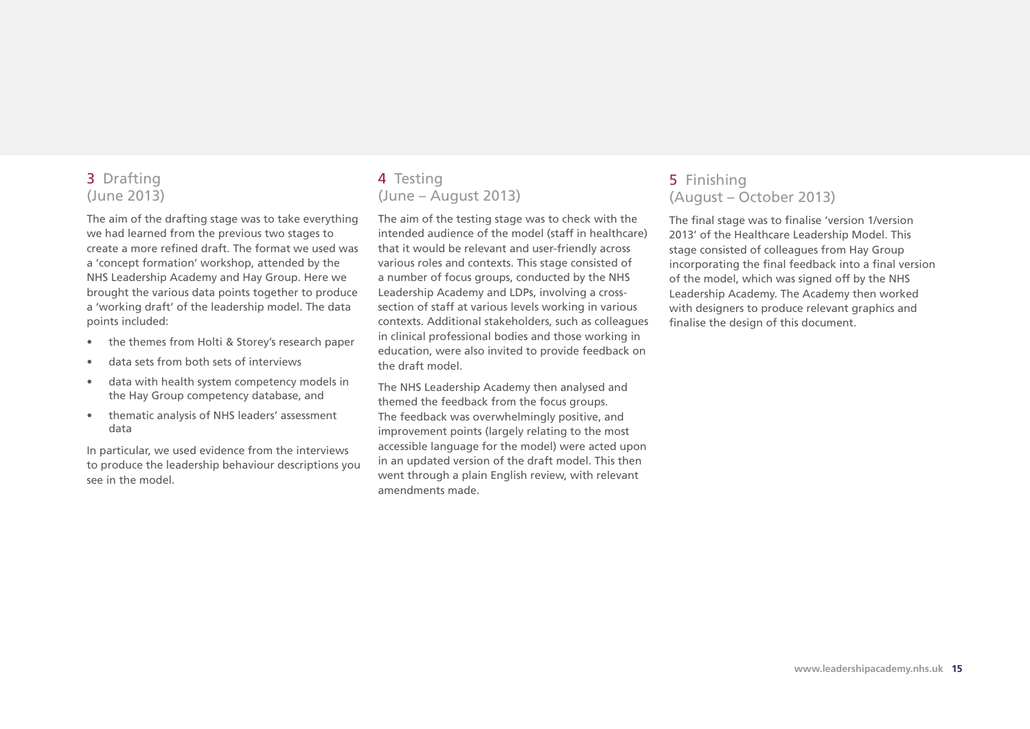## 3 Drafting (June 2013)

The aim of the drafting stage was to take everything we had learned from the previous two stages to create a more refined draft. The format we used was a 'concept formation' workshop, attended by the NHS Leadership Academy and Hay Group. Here we brought the various data points together to produce a 'working draft' of the leadership model. The data points included:

- the themes from Holti & Storey's research paper
- data sets from both sets of interviews
- data with health system competency models in the Hay Group competency database, and
- thematic analysis of NHS leaders' assessment data

In particular, we used evidence from the interviews to produce the leadership behaviour descriptions you see in the model.

## 4 Testing (June – August 2013)

The aim of the testing stage was to check with the intended audience of the model (staff in healthcare) that it would be relevant and user-friendly across various roles and contexts. This stage consisted of a number of focus groups, conducted by the NHS Leadership Academy and LDPs, involving a cross-section of staff at various levels working in various contexts. Additional stakeholders, such as colleagues in clinical professional bodies and those working in education, were also invited to provide feedback on the draft model.

The NHS Leadership Academy then analysed and themed the feedback from the focus groups. The feedback was overwhelmingly positive, and improvement points (largely relating to the most accessible language for the model) were acted upon in an updated version of the draft model. This then went through a plain English review, with relevant amendments made.

## 5 Finishing (August – October 2013)

The final stage was to finalise 'version 1/version 2013' of the Healthcare Leadership Model. This stage consisted of colleagues from Hay Group incorporating the final feedback into a final version of the model, which was signed off by the NHS Leadership Academy. The Academy then worked with designers to produce relevant graphics and finalise the design of this document.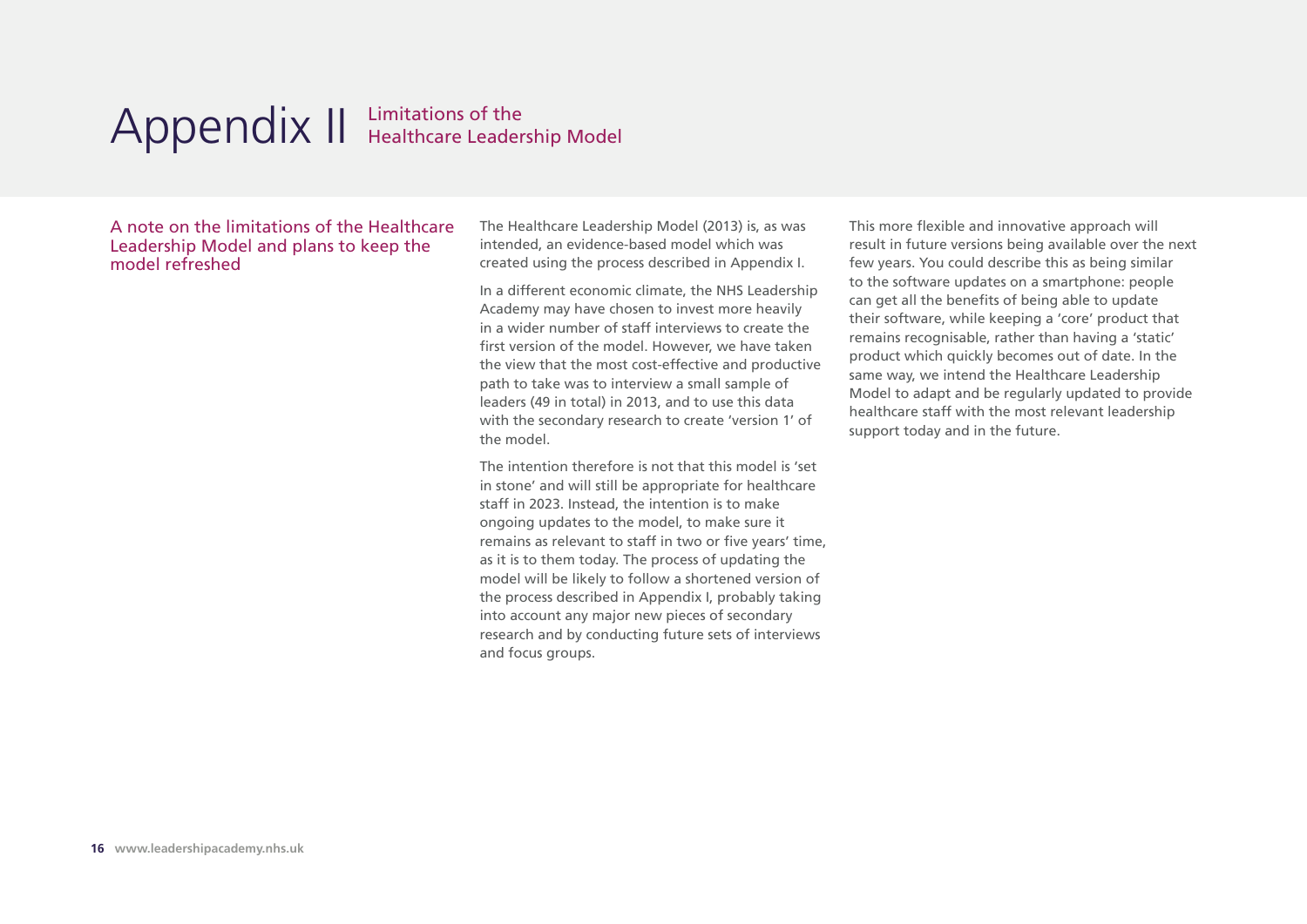# Appendix II Limitations of the Healthcare Leadership Model

## A note on the limitations of the Healthcare Leadership Model and plans to keep the model refreshed

The Healthcare Leadership Model (2013) is, as was intended, an evidence-based model which was created using the process described in Appendix I.

In a different economic climate, the NHS Leadership Academy may have chosen to invest more heavily in a wider number of staff interviews to create the first version of the model. However, we have taken the view that the most cost-effective and productive path to take was to interview a small sample of leaders (49 in total) in 2013, and to use this data with the secondary research to create 'version 1' of the model.

The intention therefore is not that this model is 'set in stone' and will still be appropriate for healthcare staff in 2023. Instead, the intention is to make ongoing updates to the model, to make sure it remains as relevant to staff in two or five years' time, as it is to them today. The process of updating the model will be likely to follow a shortened version of the process described in Appendix I, probably taking into account any major new pieces of secondary research and by conducting future sets of interviews and focus groups.

This more flexible and innovative approach will result in future versions being available over the next few years. You could describe this as being similar to the software updates on a smartphone: people can get all the benefits of being able to update their software, while keeping a 'core' product that remains recognisable, rather than having a 'static' product which quickly becomes out of date. In the same way, we intend the Healthcare Leadership Model to adapt and be regularly updated to provide healthcare staff with the most relevant leadership support today and in the future.